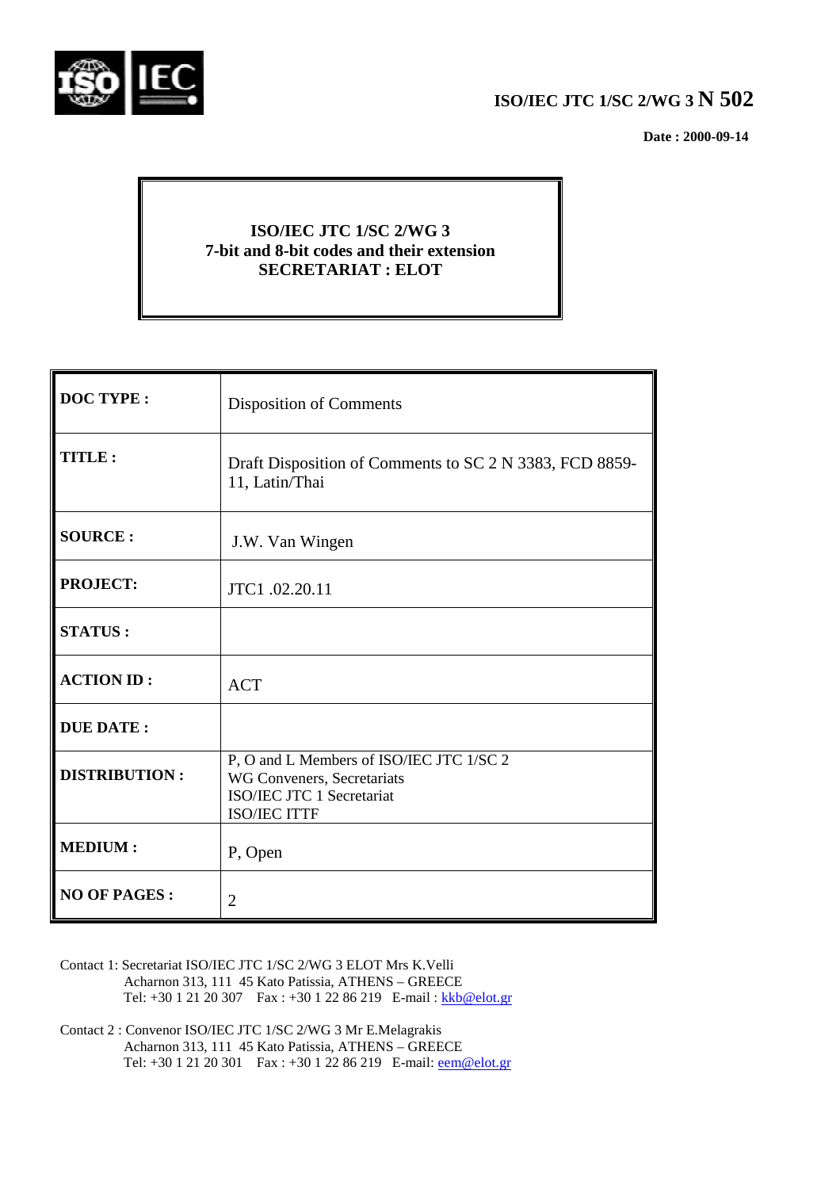**ISO/IEC JTC 1/SC 2/WG 3 N 502**

**Date : 2000-09-14**

**ISO/IEC JTC 1/SC 2/WG 3**
**7-bit and 8-bit codes and their extension**
**SECRETARIAT : ELOT**

| | |
|---|---|
| **DOC TYPE :** | Disposition of Comments |
| **TITLE :** | Draft Disposition of Comments to SC 2 N 3383, FCD 8859-11, Latin/Thai |
| **SOURCE :** | J.W. Van Wingen |
| **PROJECT:** | JTC1 .02.20.11 |
| **STATUS :** | |
| **ACTION ID :** | ACT |
| **DUE DATE :** | |
| **DISTRIBUTION :** | P, O and L Members of ISO/IEC JTC 1/SC 2<br>WG Conveners, Secretariats<br>ISO/IEC JTC 1 Secretariat<br>ISO/IEC ITTF |
| **MEDIUM :** | P, Open |
| **NO OF PAGES :** | 2 |

Contact 1: Secretariat ISO/IEC JTC 1/SC 2/WG 3 ELOT Mrs K.Velli
Acharnon 313, 111 45 Kato Patissia, ATHENS – GREECE
Tel: +30 1 21 20 307 Fax : +30 1 22 86 219 E-mail : kkb@elot.gr

Contact 2 : Convenor ISO/IEC JTC 1/SC 2/WG 3 Mr E.Melagrakis
Acharnon 313, 111 45 Kato Patissia, ATHENS – GREECE
Tel: +30 1 21 20 301 Fax : +30 1 22 86 219 E-mail: eem@elot.gr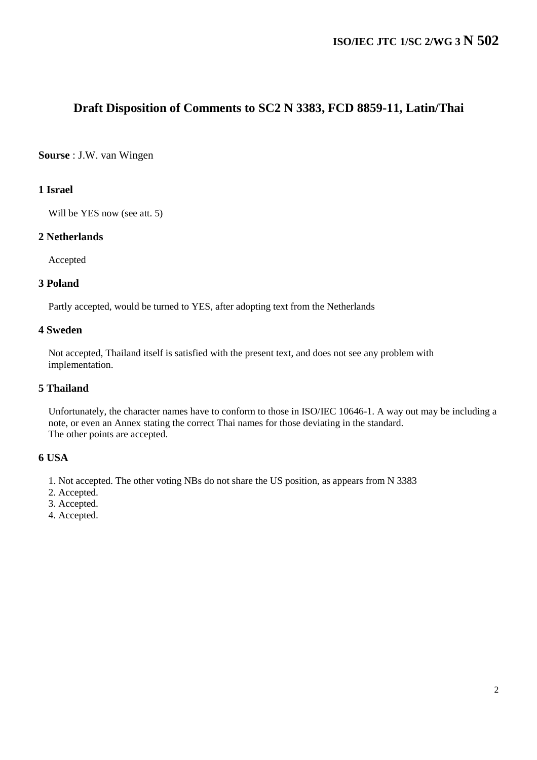**ISO/IEC JTC 1/SC 2/WG 3 N 502**

## Draft Disposition of Comments to SC2 N 3383, FCD 8859-11, Latin/Thai

**Sourse** : J.W. van Wingen

### 1 Israel

Will be YES now (see att. 5)

### 2 Netherlands

Accepted

### 3 Poland

Partly accepted, would be turned to YES, after adopting text from the Netherlands

### 4 Sweden

Not accepted, Thailand itself is satisfied with the present text, and does not see any problem with implementation.

### 5 Thailand

Unfortunately, the character names have to conform to those in ISO/IEC 10646-1. A way out may be including a note, or even an Annex stating the correct Thai names for those deviating in the standard.
The other points are accepted.

### 6 USA

1. Not accepted. The other voting NBs do not share the US position, as appears from N 3383
2. Accepted.
3. Accepted.
4. Accepted.